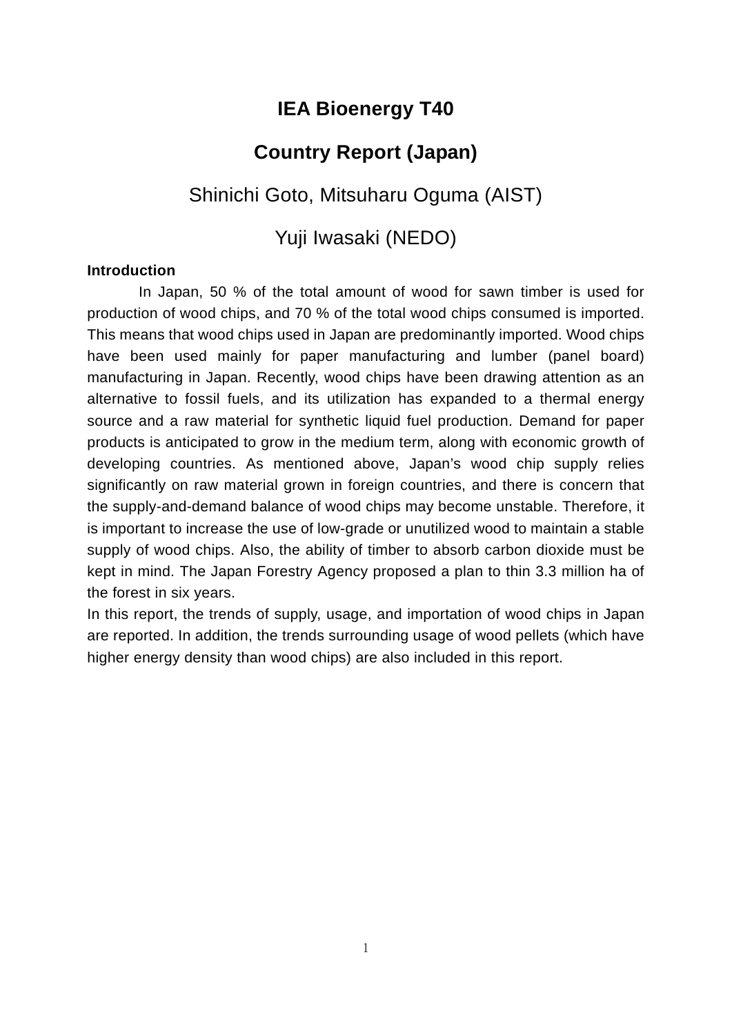# IEA Bioenergy T40

## Country Report (Japan)

Shinichi Goto, Mitsuharu Oguma (AIST)

Yuji Iwasaki (NEDO)

**Introduction**

In Japan, 50 % of the total amount of wood for sawn timber is used for production of wood chips, and 70 % of the total wood chips consumed is imported. This means that wood chips used in Japan are predominantly imported. Wood chips have been used mainly for paper manufacturing and lumber (panel board) manufacturing in Japan. Recently, wood chips have been drawing attention as an alternative to fossil fuels, and its utilization has expanded to a thermal energy source and a raw material for synthetic liquid fuel production. Demand for paper products is anticipated to grow in the medium term, along with economic growth of developing countries. As mentioned above, Japan's wood chip supply relies significantly on raw material grown in foreign countries, and there is concern that the supply-and-demand balance of wood chips may become unstable. Therefore, it is important to increase the use of low-grade or unutilized wood to maintain a stable supply of wood chips. Also, the ability of timber to absorb carbon dioxide must be kept in mind. The Japan Forestry Agency proposed a plan to thin 3.3 million ha of the forest in six years.

In this report, the trends of supply, usage, and importation of wood chips in Japan are reported. In addition, the trends surrounding usage of wood pellets (which have higher energy density than wood chips) are also included in this report.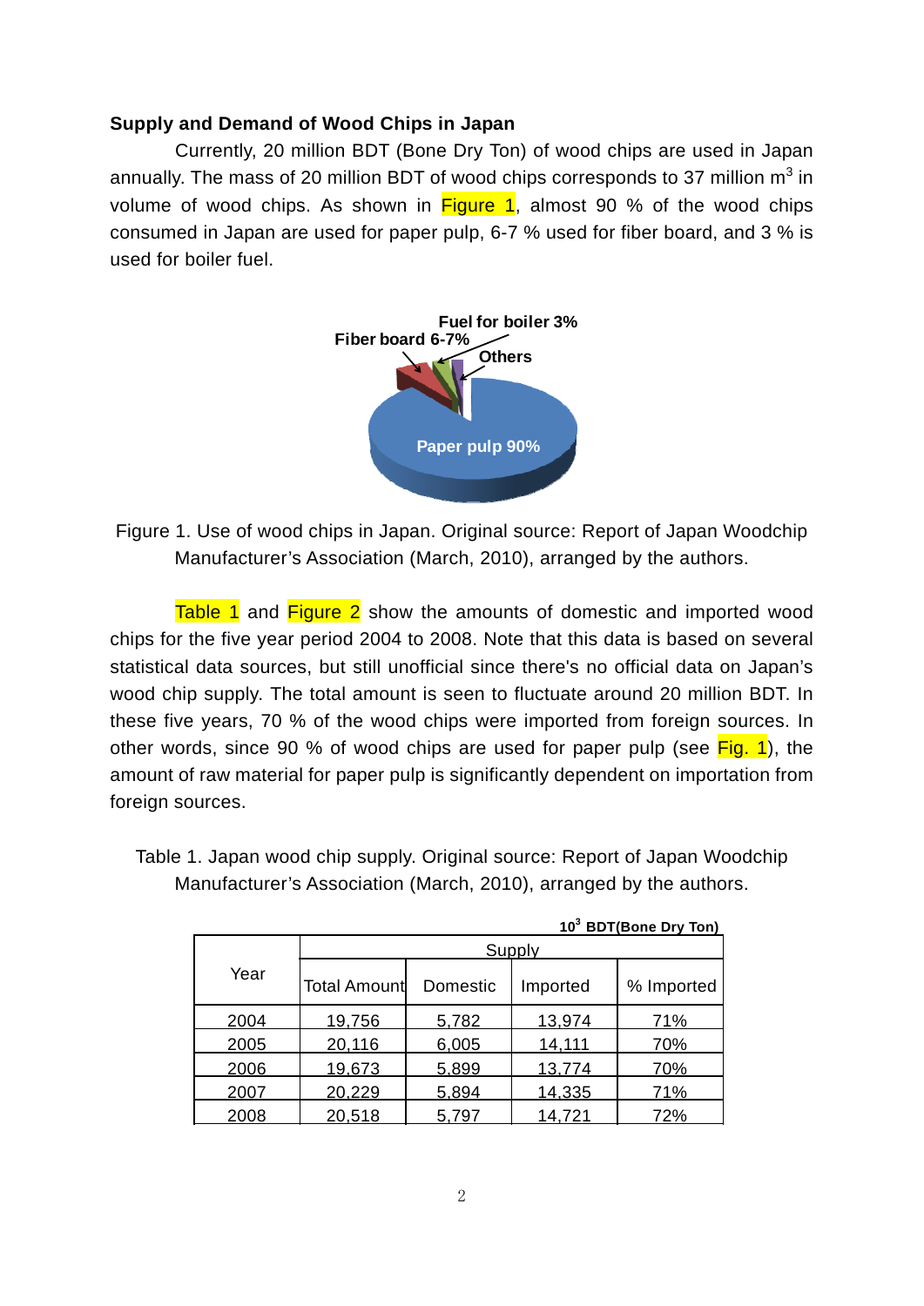**Supply and Demand of Wood Chips in Japan**

Currently, 20 million BDT (Bone Dry Ton) of wood chips are used in Japan annually. The mass of 20 million BDT of wood chips corresponds to 37 million $m^3$ in volume of wood chips. As shown in Figure 1, almost 90 % of the wood chips consumed in Japan are used for paper pulp, 6-7 % used for fiber board, and 3 % is used for boiler fuel.

Fuel for boiler 3%
Fiber board 6-7%
Others
Paper pulp 90%

Figure 1. Use of wood chips in Japan. Original source: Report of Japan Woodchip Manufacturer's Association (March, 2010), arranged by the authors.

Table 1 and Figure 2 show the amounts of domestic and imported wood chips for the five year period 2004 to 2008. Note that this data is based on several statistical data sources, but still unofficial since there's no official data on Japan's wood chip supply. The total amount is seen to fluctuate around 20 million BDT. In these five years, 70 % of the wood chips were imported from foreign sources. In other words, since 90 % of wood chips are used for paper pulp (see Fig. 1), the amount of raw material for paper pulp is significantly dependent on importation from foreign sources.

Table 1. Japan wood chip supply. Original source: Report of Japan Woodchip Manufacturer's Association (March, 2010), arranged by the authors.

$10^3$ BDT(Bone Dry Ton)

| Year | Supply | | | |
|---|---|---|---|---|
| | Total Amount | Domestic | Imported | % Imported |
| 2004 | 19,756 | 5,782 | 13,974 | 71% |
| 2005 | 20,116 | 6,005 | 14,111 | 70% |
| 2006 | 19,673 | 5,899 | 13,774 | 70% |
| 2007 | 20,229 | 5,894 | 14,335 | 71% |
| 2008 | 20,518 | 5,797 | 14,721 | 72% |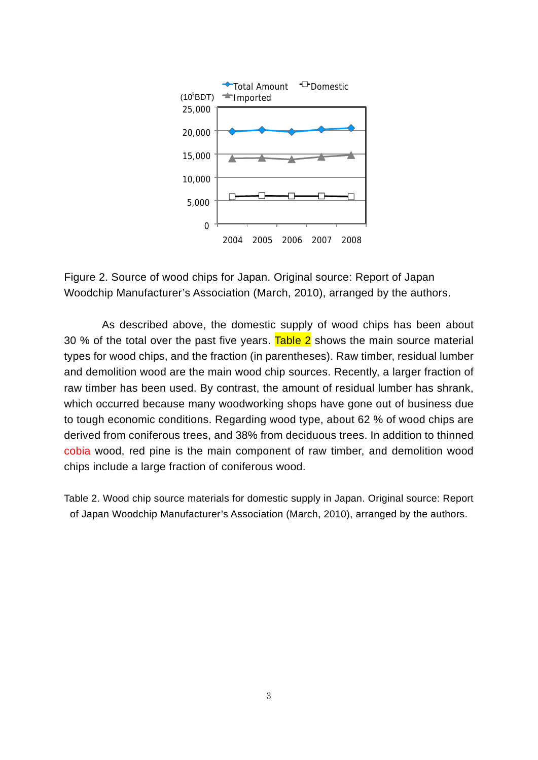Total Amount
Domestic
Imported
($10^3$BDT)
25,000
20,000
15,000
10,000
5,000
0
2004 2005 2006 2007 2008

Figure 2. Source of wood chips for Japan. Original source: Report of Japan Woodchip Manufacturer's Association (March, 2010), arranged by the authors.

As described above, the domestic supply of wood chips has been about 30 % of the total over the past five years. Table 2 shows the main source material types for wood chips, and the fraction (in parentheses). Raw timber, residual lumber and demolition wood are the main wood chip sources. Recently, a larger fraction of raw timber has been used. By contrast, the amount of residual lumber has shrank, which occurred because many woodworking shops have gone out of business due to tough economic conditions. Regarding wood type, about 62 % of wood chips are derived from coniferous trees, and 38% from deciduous trees. In addition to thinned cobia wood, red pine is the main component of raw timber, and demolition wood chips include a large fraction of coniferous wood.

Table 2. Wood chip source materials for domestic supply in Japan. Original source: Report of Japan Woodchip Manufacturer's Association (March, 2010), arranged by the authors.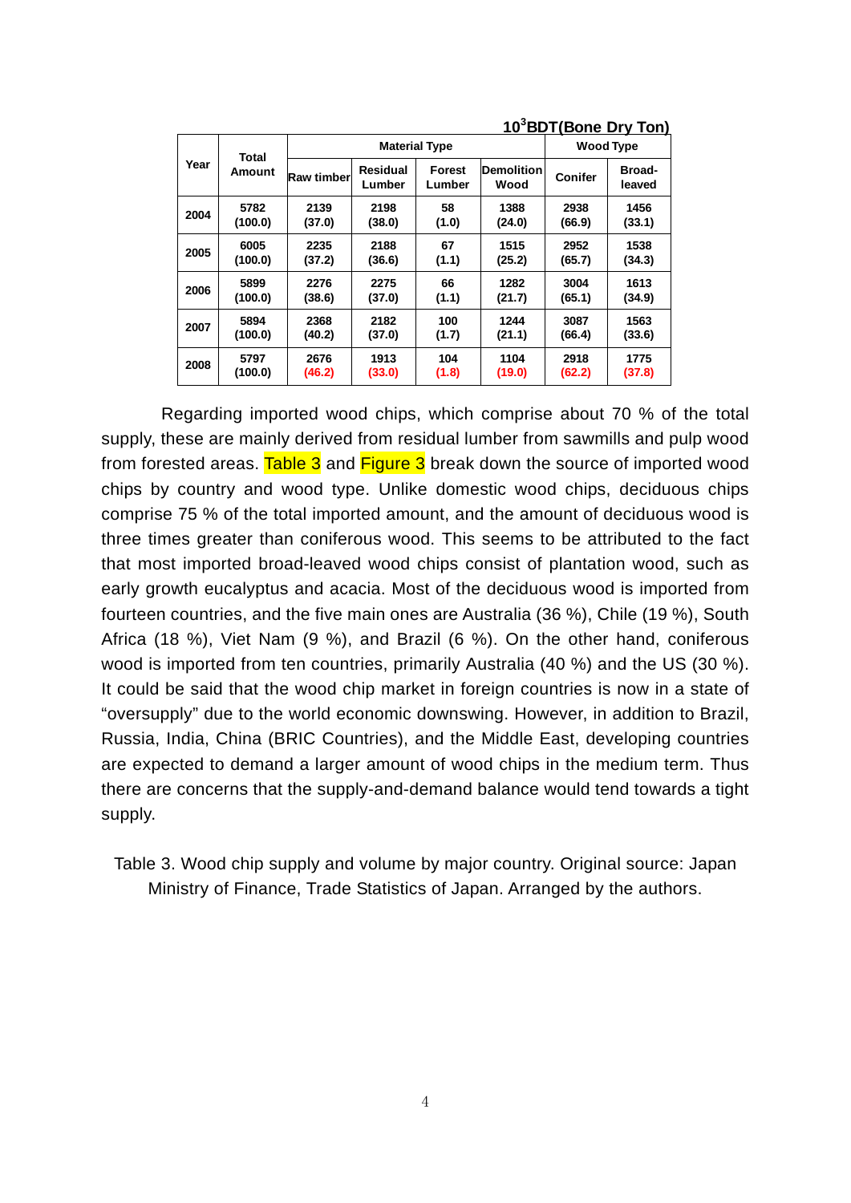$10^3$BDT(Bone Dry Ton)

| Year | Total Amount | Material Type | | | | Wood Type | |
|---|---|---|---|---|---|---|---|
| | | Raw timber | Residual Lumber | Forest Lumber | Demolition Wood | Conifer | Broad-leaved |
| 2004 | 5782 (100.0) | 2139 (37.0) | 2198 (38.0) | 58 (1.0) | 1388 (24.0) | 2938 (66.9) | 1456 (33.1) |
| 2005 | 6005 (100.0) | 2235 (37.2) | 2188 (36.6) | 67 (1.1) | 1515 (25.2) | 2952 (65.7) | 1538 (34.3) |
| 2006 | 5899 (100.0) | 2276 (38.6) | 2275 (37.0) | 66 (1.1) | 1282 (21.7) | 3004 (65.1) | 1613 (34.9) |
| 2007 | 5894 (100.0) | 2368 (40.2) | 2182 (37.0) | 100 (1.7) | 1244 (21.1) | 3087 (66.4) | 1563 (33.6) |
| 2008 | 5797 (100.0) | 2676 (46.2) | 1913 (33.0) | 104 (1.8) | 1104 (19.0) | 2918 (62.2) | 1775 (37.8) |

Regarding imported wood chips, which comprise about 70 % of the total supply, these are mainly derived from residual lumber from sawmills and pulp wood from forested areas. Table 3 and Figure 3 break down the source of imported wood chips by country and wood type. Unlike domestic wood chips, deciduous chips comprise 75 % of the total imported amount, and the amount of deciduous wood is three times greater than coniferous wood. This seems to be attributed to the fact that most imported broad-leaved wood chips consist of plantation wood, such as early growth eucalyptus and acacia. Most of the deciduous wood is imported from fourteen countries, and the five main ones are Australia (36 %), Chile (19 %), South Africa (18 %), Viet Nam (9 %), and Brazil (6 %). On the other hand, coniferous wood is imported from ten countries, primarily Australia (40 %) and the US (30 %). It could be said that the wood chip market in foreign countries is now in a state of "oversupply" due to the world economic downswing. However, in addition to Brazil, Russia, India, China (BRIC Countries), and the Middle East, developing countries are expected to demand a larger amount of wood chips in the medium term. Thus there are concerns that the supply-and-demand balance would tend towards a tight supply.

Table 3. Wood chip supply and volume by major country. Original source: Japan Ministry of Finance, Trade Statistics of Japan. Arranged by the authors.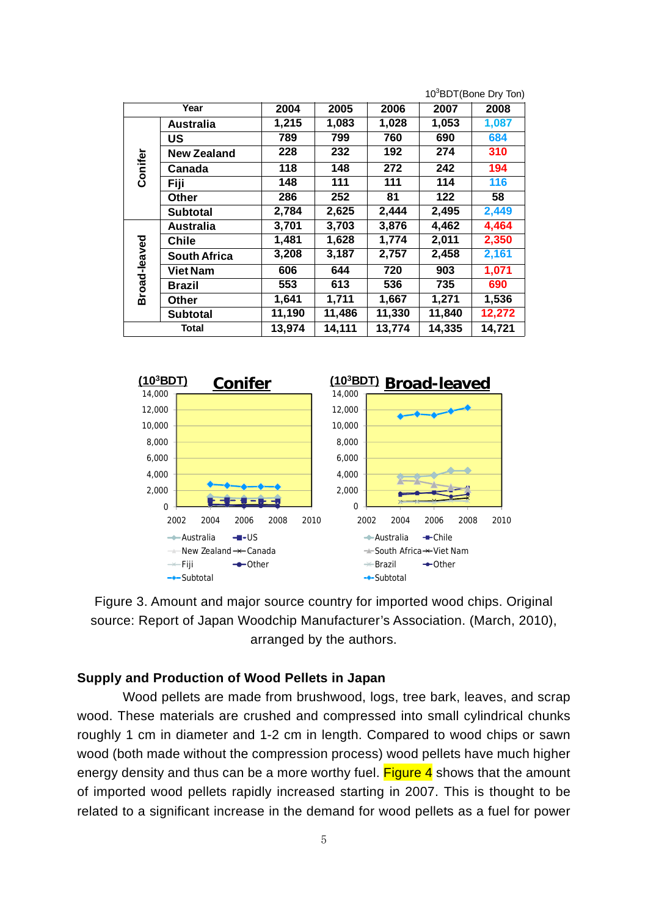$10^3$BDT(Bone Dry Ton)

| Year | | 2004 | 2005 | 2006 | 2007 | 2008 |
|---|---|---|---|---|---|---|
| Conifer | Australia | 1,215 | 1,083 | 1,028 | 1,053 | 1,087 |
| | US | 789 | 799 | 760 | 690 | 684 |
| | New Zealand | 228 | 232 | 192 | 274 | 310 |
| | Canada | 118 | 148 | 272 | 242 | 194 |
| | Fiji | 148 | 111 | 111 | 114 | 116 |
| | Other | 286 | 252 | 81 | 122 | 58 |
| | Subtotal | 2,784 | 2,625 | 2,444 | 2,495 | 2,449 |
| Broad-leaved | Australia | 3,701 | 3,703 | 3,876 | 4,462 | 4,464 |
| | Chile | 1,481 | 1,628 | 1,774 | 2,011 | 2,350 |
| | South Africa | 3,208 | 3,187 | 2,757 | 2,458 | 2,161 |
| | Viet Nam | 606 | 644 | 720 | 903 | 1,071 |
| | Brazil | 553 | 613 | 536 | 735 | 690 |
| | Other | 1,641 | 1,711 | 1,667 | 1,271 | 1,536 |
| | Subtotal | 11,190 | 11,486 | 11,330 | 11,840 | 12,272 |
| Total | | 13,974 | 14,111 | 13,774 | 14,335 | 14,721 |

($10^3$BDT) Conifer
14,000
12,000
10,000
8,000
6,000
4,000
2,000
0
2002 2004 2006 2008 2010
Australia, US, New Zealand, Canada, Fiji, Other, Subtotal

($10^3$BDT) Broad-leaved
14,000
12,000
10,000
8,000
6,000
4,000
2,000
0
2002 2004 2006 2008 2010
Australia, Chile, South Africa, Viet Nam, Brazil, Other, Subtotal

Figure 3. Amount and major source country for imported wood chips. Original source: Report of Japan Woodchip Manufacturer's Association. (March, 2010), arranged by the authors.

## Supply and Production of Wood Pellets in Japan

Wood pellets are made from brushwood, logs, tree bark, leaves, and scrap wood. These materials are crushed and compressed into small cylindrical chunks roughly 1 cm in diameter and 1-2 cm in length. Compared to wood chips or sawn wood (both made without the compression process) wood pellets have much higher energy density and thus can be a more worthy fuel. Figure 4 shows that the amount of imported wood pellets rapidly increased starting in 2007. This is thought to be related to a significant increase in the demand for wood pellets as a fuel for power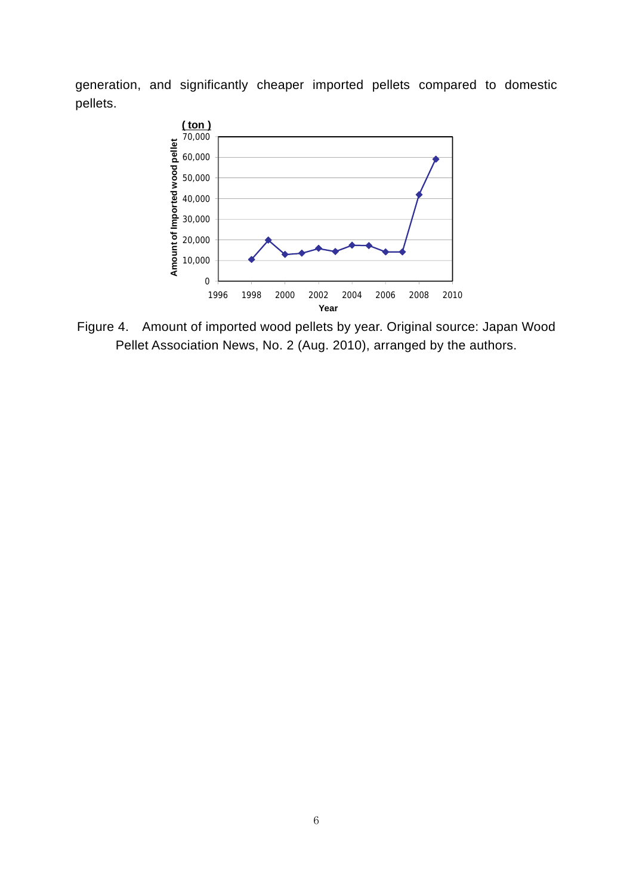generation, and significantly cheaper imported pellets compared to domestic pellets.

( ton )

Amount of Imported wood pellet

70,000
60,000
50,000
40,000
30,000
20,000
10,000
0

1996 1998 2000 2002 2004 2006 2008 2010

Year

Figure 4. Amount of imported wood pellets by year. Original source: Japan Wood Pellet Association News, No. 2 (Aug. 2010), arranged by the authors.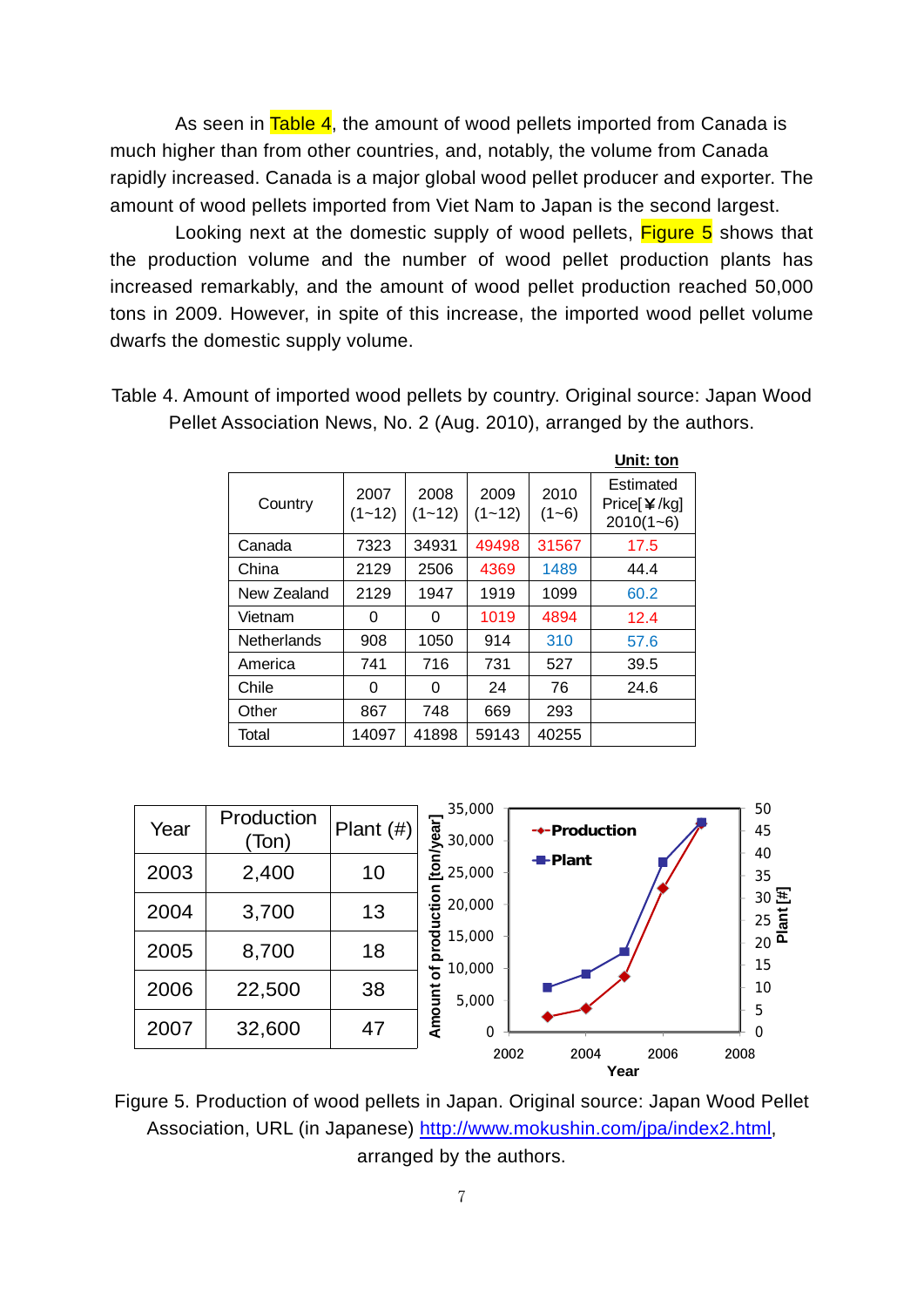As seen in Table 4, the amount of wood pellets imported from Canada is much higher than from other countries, and, notably, the volume from Canada rapidly increased. Canada is a major global wood pellet producer and exporter. The amount of wood pellets imported from Viet Nam to Japan is the second largest.

Looking next at the domestic supply of wood pellets, Figure 5 shows that the production volume and the number of wood pellet production plants has increased remarkably, and the amount of wood pellet production reached 50,000 tons in 2009. However, in spite of this increase, the imported wood pellet volume dwarfs the domestic supply volume.

Table 4. Amount of imported wood pellets by country. Original source: Japan Wood Pellet Association News, No. 2 (Aug. 2010), arranged by the authors.

**Unit: ton**

| Country | 2007 (1~12) | 2008 (1~12) | 2009 (1~12) | 2010 (1~6) | Estimated Price[￥/kg] 2010(1~6) |
|---|---|---|---|---|---|
| Canada | 7323 | 34931 | 49498 | 31567 | 17.5 |
| China | 2129 | 2506 | 4369 | 1489 | 44.4 |
| New Zealand | 2129 | 1947 | 1919 | 1099 | 60.2 |
| Vietnam | 0 | 0 | 1019 | 4894 | 12.4 |
| Netherlands | 908 | 1050 | 914 | 310 | 57.6 |
| America | 741 | 716 | 731 | 527 | 39.5 |
| Chile | 0 | 0 | 24 | 76 | 24.6 |
| Other | 867 | 748 | 669 | 293 | |
| Total | 14097 | 41898 | 59143 | 40255 | |

| Year | Production (Ton) | Plant (#) |
|---|---|---|
| 2003 | 2,400 | 10 |
| 2004 | 3,700 | 13 |
| 2005 | 8,700 | 18 |
| 2006 | 22,500 | 38 |
| 2007 | 32,600 | 47 |

Production
Plant
Amount of production [ton/year]
35,000
30,000
25,000
20,000
15,000
10,000
5,000
0
Plant [#]
50
45
40
35
30
25
20
15
10
5
0
2002
2004
2006
2008
Year

Figure 5. Production of wood pellets in Japan. Original source: Japan Wood Pellet Association, URL (in Japanese) http://www.mokushin.com/jpa/index2.html, arranged by the authors.